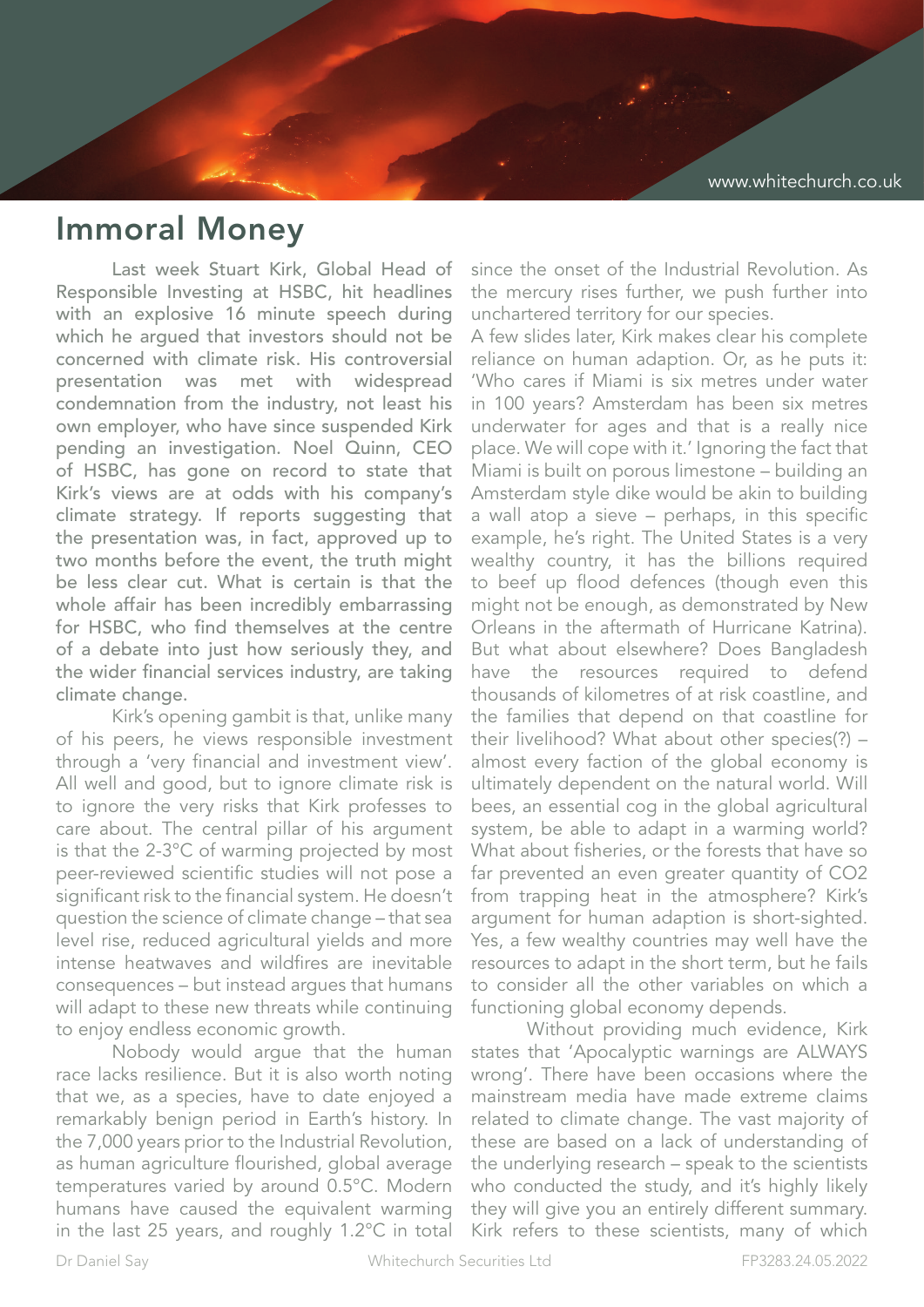# Immoral Money

Last week Stuart Kirk, Global Head of Responsible Investing at HSBC, hit headlines with an explosive 16 minute speech during which he argued that investors should not be concerned with climate risk. His controversial presentation was met with widespread condemnation from the industry, not least his own employer, who have since suspended Kirk pending an investigation. Noel Quinn, CEO of HSBC, has gone on record to state that Kirk's views are at odds with his company's climate strategy. If reports suggesting that the presentation was, in fact, approved up to two months before the event, the truth might be less clear cut. What is certain is that the whole affair has been incredibly embarrassing for HSBC, who find themselves at the centre of a debate into just how seriously they, and the wider financial services industry, are taking climate change.

Kirk's opening gambit is that, unlike many of his peers, he views responsible investment through a 'very financial and investment view'. All well and good, but to ignore climate risk is to ignore the very risks that Kirk professes to care about. The central pillar of his argument is that the 2-3°C of warming projected by most peer-reviewed scientific studies will not pose a significant risk to the financial system. He doesn't question the science of climate change – that sea level rise, reduced agricultural yields and more intense heatwaves and wildfires are inevitable consequences – but instead argues that humans will adapt to these new threats while continuing to enjoy endless economic growth.

Nobody would argue that the human race lacks resilience. But it is also worth noting that we, as a species, have to date enjoyed a remarkably benign period in Earth's history. In the 7,000 years prior to the Industrial Revolution, as human agriculture flourished, global average temperatures varied by around 0.5°C. Modern humans have caused the equivalent warming in the last 25 years, and roughly 1.2°C in total since the onset of the Industrial Revolution. As the mercury rises further, we push further into unchartered territory for our species.

A few slides later, Kirk makes clear his complete reliance on human adaption. Or, as he puts it: 'Who cares if Miami is six metres under water in 100 years? Amsterdam has been six metres underwater for ages and that is a really nice place. We will cope with it.' Ignoring the fact that Miami is built on porous limestone – building an Amsterdam style dike would be akin to building a wall atop a sieve – perhaps, in this specific example, he's right. The United States is a very wealthy country, it has the billions required to beef up flood defences (though even this might not be enough, as demonstrated by New Orleans in the aftermath of Hurricane Katrina). But what about elsewhere? Does Bangladesh have the resources required to defend thousands of kilometres of at risk coastline, and the families that depend on that coastline for their livelihood? What about other species(?) – almost every faction of the global economy is ultimately dependent on the natural world. Will bees, an essential cog in the global agricultural system, be able to adapt in a warming world? What about fisheries, or the forests that have so far prevented an even greater quantity of $CO_2$ from trapping heat in the atmosphere? Kirk's argument for human adaption is short-sighted. Yes, a few wealthy countries may well have the resources to adapt in the short term, but he fails to consider all the other variables on which a functioning global economy depends.

Without providing much evidence, Kirk states that 'Apocalyptic warnings are ALWAYS wrong'. There have been occasions where the mainstream media have made extreme claims related to climate change. The vast majority of these are based on a lack of understanding of the underlying research – speak to the scientists who conducted the study, and it's highly likely they will give you an entirely different summary. Kirk refers to these scientists, many of which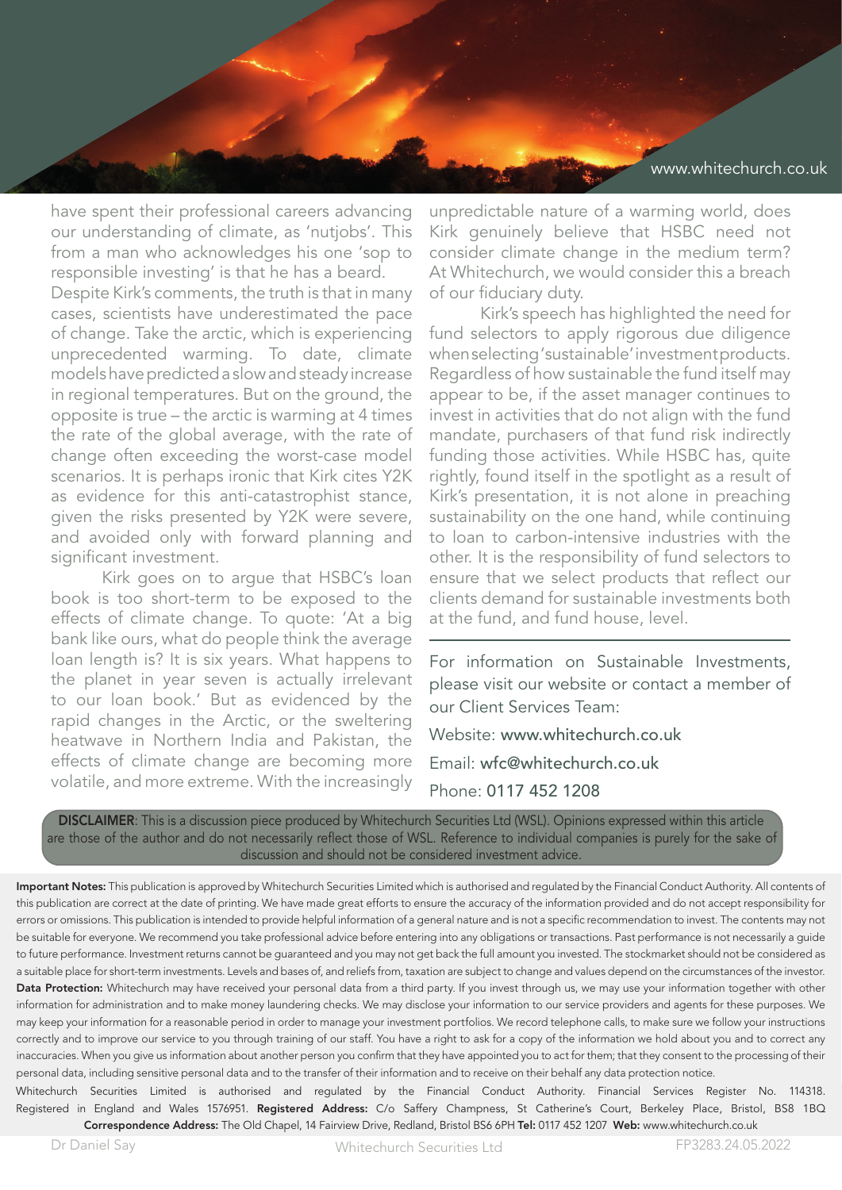have spent their professional careers advancing our understanding of climate, as 'nutjobs'. This from a man who acknowledges his one 'sop to responsible investing' is that he has a beard.

Despite Kirk's comments, the truth is that in many cases, scientists have underestimated the pace of change. Take the arctic, which is experiencing unprecedented warming. To date, climate models have predicted a slow and steady increase in regional temperatures. But on the ground, the opposite is true – the arctic is warming at 4 times the rate of the global average, with the rate of change often exceeding the worst-case model scenarios. It is perhaps ironic that Kirk cites Y2K as evidence for this anti-catastrophist stance, given the risks presented by Y2K were severe, and avoided only with forward planning and significant investment.

Kirk goes on to argue that HSBC's loan book is too short-term to be exposed to the effects of climate change. To quote: 'At a big bank like ours, what do people think the average loan length is? It is six years. What happens to the planet in year seven is actually irrelevant to our loan book.' But as evidenced by the rapid changes in the Arctic, or the sweltering heatwave in Northern India and Pakistan, the effects of climate change are becoming more volatile, and more extreme. With the increasingly unpredictable nature of a warming world, does Kirk genuinely believe that HSBC need not consider climate change in the medium term? At Whitechurch, we would consider this a breach of our fiduciary duty.

Kirk's speech has highlighted the need for fund selectors to apply rigorous due diligence when selecting 'sustainable' investment products. Regardless of how sustainable the fund itself may appear to be, if the asset manager continues to invest in activities that do not align with the fund mandate, purchasers of that fund risk indirectly funding those activities. While HSBC has, quite rightly, found itself in the spotlight as a result of Kirk's presentation, it is not alone in preaching sustainability on the one hand, while continuing to loan to carbon-intensive industries with the other. It is the responsibility of fund selectors to ensure that we select products that reflect our clients demand for sustainable investments both at the fund, and fund house, level.

---

For information on Sustainable Investments, please visit our website or contact a member of our Client Services Team:

Website: www.whitechurch.co.uk

Email: wfc@whitechurch.co.uk

Phone: 0117 452 1208

**DISCLAIMER**: This is a discussion piece produced by Whitechurch Securities Ltd (WSL). Opinions expressed within this article are those of the author and do not necessarily reflect those of WSL. Reference to individual companies is purely for the sake of discussion and should not be considered investment advice.

**Important Notes:** This publication is approved by Whitechurch Securities Limited which is authorised and regulated by the Financial Conduct Authority. All contents of this publication are correct at the date of printing. We have made great efforts to ensure the accuracy of the information provided and do not accept responsibility for errors or omissions. This publication is intended to provide helpful information of a general nature and is not a specific recommendation to invest. The contents may not be suitable for everyone. We recommend you take professional advice before entering into any obligations or transactions. Past performance is not necessarily a guide to future performance. Investment returns cannot be guaranteed and you may not get back the full amount you invested. The stockmarket should not be considered as a suitable place for short-term investments. Levels and bases of, and reliefs from, taxation are subject to change and values depend on the circumstances of the investor. **Data Protection:** Whitechurch may have received your personal data from a third party. If you invest through us, we may use your information together with other information for administration and to make money laundering checks. We may disclose your information to our service providers and agents for these purposes. We may keep your information for a reasonable period in order to manage your investment portfolios. We record telephone calls, to make sure we follow your instructions correctly and to improve our service to you through training of our staff. You have a right to ask for a copy of the information we hold about you and to correct any inaccuracies. When you give us information about another person you confirm that they have appointed you to act for them; that they consent to the processing of their personal data, including sensitive personal data and to the transfer of their information and to receive on their behalf any data protection notice.

Whitechurch Securities Limited is authorised and regulated by the Financial Conduct Authority. Financial Services Register No. 114318. Registered in England and Wales 1576951. **Registered Address:** C/o Saffery Champness, St Catherine's Court, Berkeley Place, Bristol, BS8 1BQ **Correspondence Address:** The Old Chapel, 14 Fairview Drive, Redland, Bristol BS6 6PH **Tel:** 0117 452 1207 **Web:** www.whitechurch.co.uk

Dr Daniel Say | Whitechurch Securities Ltd | FP3283.24.05.2022